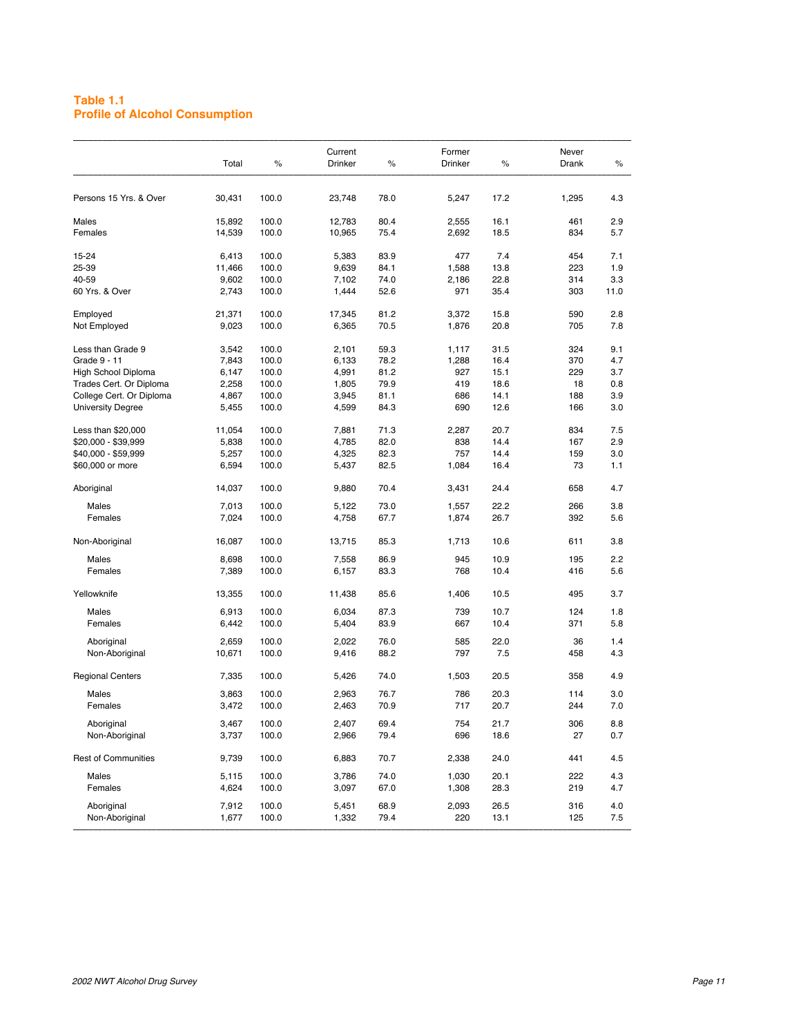### Table 1.1
### Profile of Alcohol Consumption

| | Total | % | Current Drinker | % | Former Drinker | % | Never Drank | % |
|---|---|---|---|---|---|---|---|---|
| Persons 15 Yrs. & Over | 30,431 | 100.0 | 23,748 | 78.0 | 5,247 | 17.2 | 1,295 | 4.3 |
| Males | 15,892 | 100.0 | 12,783 | 80.4 | 2,555 | 16.1 | 461 | 2.9 |
| Females | 14,539 | 100.0 | 10,965 | 75.4 | 2,692 | 18.5 | 834 | 5.7 |
| 15-24 | 6,413 | 100.0 | 5,383 | 83.9 | 477 | 7.4 | 454 | 7.1 |
| 25-39 | 11,466 | 100.0 | 9,639 | 84.1 | 1,588 | 13.8 | 223 | 1.9 |
| 40-59 | 9,602 | 100.0 | 7,102 | 74.0 | 2,186 | 22.8 | 314 | 3.3 |
| 60 Yrs. & Over | 2,743 | 100.0 | 1,444 | 52.6 | 971 | 35.4 | 303 | 11.0 |
| Employed | 21,371 | 100.0 | 17,345 | 81.2 | 3,372 | 15.8 | 590 | 2.8 |
| Not Employed | 9,023 | 100.0 | 6,365 | 70.5 | 1,876 | 20.8 | 705 | 7.8 |
| Less than Grade 9 | 3,542 | 100.0 | 2,101 | 59.3 | 1,117 | 31.5 | 324 | 9.1 |
| Grade 9 - 11 | 7,843 | 100.0 | 6,133 | 78.2 | 1,288 | 16.4 | 370 | 4.7 |
| High School Diploma | 6,147 | 100.0 | 4,991 | 81.2 | 927 | 15.1 | 229 | 3.7 |
| Trades Cert. Or Diploma | 2,258 | 100.0 | 1,805 | 79.9 | 419 | 18.6 | 18 | 0.8 |
| College Cert. Or Diploma | 4,867 | 100.0 | 3,945 | 81.1 | 686 | 14.1 | 188 | 3.9 |
| University Degree | 5,455 | 100.0 | 4,599 | 84.3 | 690 | 12.6 | 166 | 3.0 |
| Less than $20,000 | 11,054 | 100.0 | 7,881 | 71.3 | 2,287 | 20.7 | 834 | 7.5 |
| $20,000 - $39,999 | 5,838 | 100.0 | 4,785 | 82.0 | 838 | 14.4 | 167 | 2.9 |
| $40,000 - $59,999 | 5,257 | 100.0 | 4,325 | 82.3 | 757 | 14.4 | 159 | 3.0 |
| $60,000 or more | 6,594 | 100.0 | 5,437 | 82.5 | 1,084 | 16.4 | 73 | 1.1 |
| Aboriginal | 14,037 | 100.0 | 9,880 | 70.4 | 3,431 | 24.4 | 658 | 4.7 |
| Males | 7,013 | 100.0 | 5,122 | 73.0 | 1,557 | 22.2 | 266 | 3.8 |
| Females | 7,024 | 100.0 | 4,758 | 67.7 | 1,874 | 26.7 | 392 | 5.6 |
| Non-Aboriginal | 16,087 | 100.0 | 13,715 | 85.3 | 1,713 | 10.6 | 611 | 3.8 |
| Males | 8,698 | 100.0 | 7,558 | 86.9 | 945 | 10.9 | 195 | 2.2 |
| Females | 7,389 | 100.0 | 6,157 | 83.3 | 768 | 10.4 | 416 | 5.6 |
| Yellowknife | 13,355 | 100.0 | 11,438 | 85.6 | 1,406 | 10.5 | 495 | 3.7 |
| Males | 6,913 | 100.0 | 6,034 | 87.3 | 739 | 10.7 | 124 | 1.8 |
| Females | 6,442 | 100.0 | 5,404 | 83.9 | 667 | 10.4 | 371 | 5.8 |
| Aboriginal | 2,659 | 100.0 | 2,022 | 76.0 | 585 | 22.0 | 36 | 1.4 |
| Non-Aboriginal | 10,671 | 100.0 | 9,416 | 88.2 | 797 | 7.5 | 458 | 4.3 |
| Regional Centers | 7,335 | 100.0 | 5,426 | 74.0 | 1,503 | 20.5 | 358 | 4.9 |
| Males | 3,863 | 100.0 | 2,963 | 76.7 | 786 | 20.3 | 114 | 3.0 |
| Females | 3,472 | 100.0 | 2,463 | 70.9 | 717 | 20.7 | 244 | 7.0 |
| Aboriginal | 3,467 | 100.0 | 2,407 | 69.4 | 754 | 21.7 | 306 | 8.8 |
| Non-Aboriginal | 3,737 | 100.0 | 2,966 | 79.4 | 696 | 18.6 | 27 | 0.7 |
| Rest of Communities | 9,739 | 100.0 | 6,883 | 70.7 | 2,338 | 24.0 | 441 | 4.5 |
| Males | 5,115 | 100.0 | 3,786 | 74.0 | 1,030 | 20.1 | 222 | 4.3 |
| Females | 4,624 | 100.0 | 3,097 | 67.0 | 1,308 | 28.3 | 219 | 4.7 |
| Aboriginal | 7,912 | 100.0 | 5,451 | 68.9 | 2,093 | 26.5 | 316 | 4.0 |
| Non-Aboriginal | 1,677 | 100.0 | 1,332 | 79.4 | 220 | 13.1 | 125 | 7.5 |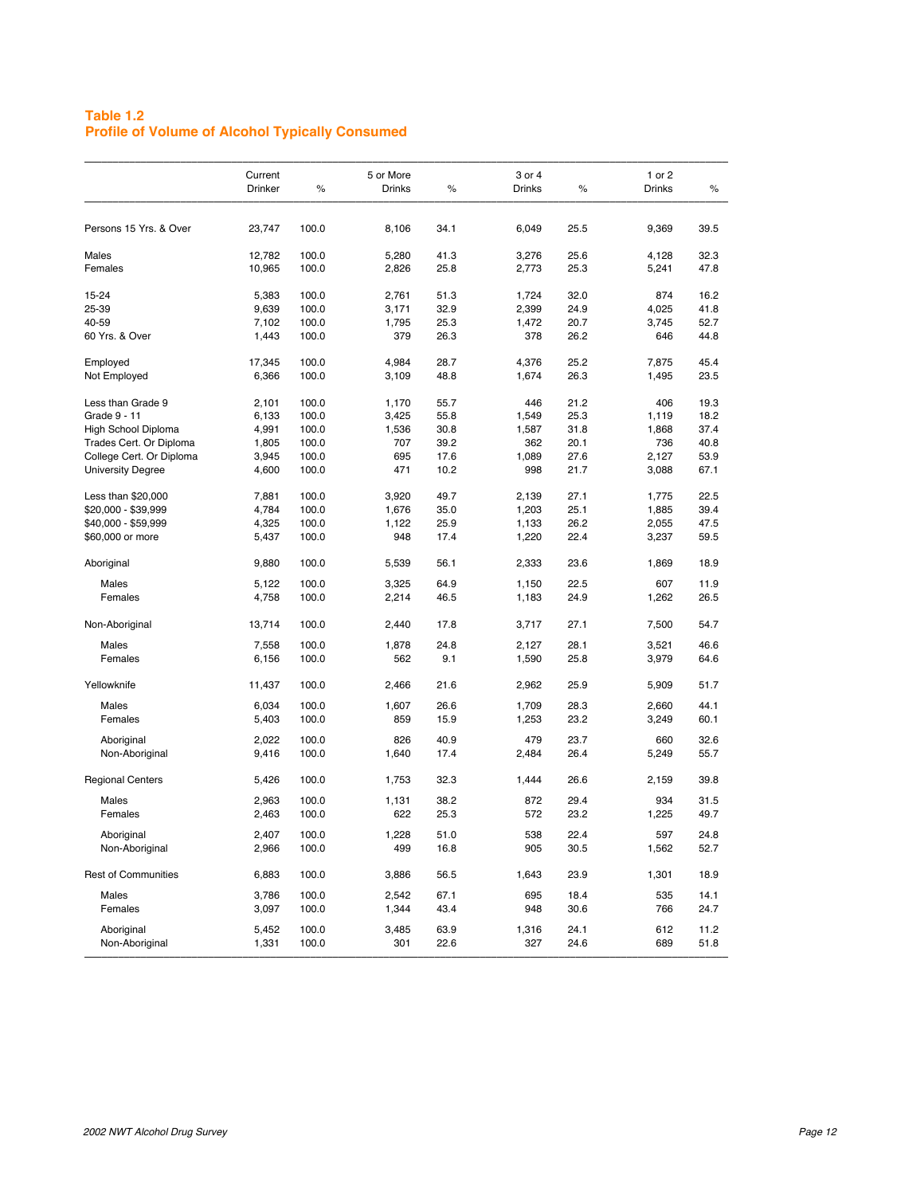## Table 1.2
## Profile of Volume of Alcohol Typically Consumed

| | Current Drinker | % | 5 or More Drinks | % | 3 or 4 Drinks | % | 1 or 2 Drinks | % |
|---|---|---|---|---|---|---|---|---|
| Persons 15 Yrs. & Over | 23,747 | 100.0 | 8,106 | 34.1 | 6,049 | 25.5 | 9,369 | 39.5 |
| Males | 12,782 | 100.0 | 5,280 | 41.3 | 3,276 | 25.6 | 4,128 | 32.3 |
| Females | 10,965 | 100.0 | 2,826 | 25.8 | 2,773 | 25.3 | 5,241 | 47.8 |
| 15-24 | 5,383 | 100.0 | 2,761 | 51.3 | 1,724 | 32.0 | 874 | 16.2 |
| 25-39 | 9,639 | 100.0 | 3,171 | 32.9 | 2,399 | 24.9 | 4,025 | 41.8 |
| 40-59 | 7,102 | 100.0 | 1,795 | 25.3 | 1,472 | 20.7 | 3,745 | 52.7 |
| 60 Yrs. & Over | 1,443 | 100.0 | 379 | 26.3 | 378 | 26.2 | 646 | 44.8 |
| Employed | 17,345 | 100.0 | 4,984 | 28.7 | 4,376 | 25.2 | 7,875 | 45.4 |
| Not Employed | 6,366 | 100.0 | 3,109 | 48.8 | 1,674 | 26.3 | 1,495 | 23.5 |
| Less than Grade 9 | 2,101 | 100.0 | 1,170 | 55.7 | 446 | 21.2 | 406 | 19.3 |
| Grade 9 - 11 | 6,133 | 100.0 | 3,425 | 55.8 | 1,549 | 25.3 | 1,119 | 18.2 |
| High School Diploma | 4,991 | 100.0 | 1,536 | 30.8 | 1,587 | 31.8 | 1,868 | 37.4 |
| Trades Cert. Or Diploma | 1,805 | 100.0 | 707 | 39.2 | 362 | 20.1 | 736 | 40.8 |
| College Cert. Or Diploma | 3,945 | 100.0 | 695 | 17.6 | 1,089 | 27.6 | 2,127 | 53.9 |
| University Degree | 4,600 | 100.0 | 471 | 10.2 | 998 | 21.7 | 3,088 | 67.1 |
| Less than $20,000 | 7,881 | 100.0 | 3,920 | 49.7 | 2,139 | 27.1 | 1,775 | 22.5 |
| $20,000 - $39,999 | 4,784 | 100.0 | 1,676 | 35.0 | 1,203 | 25.1 | 1,885 | 39.4 |
| $40,000 - $59,999 | 4,325 | 100.0 | 1,122 | 25.9 | 1,133 | 26.2 | 2,055 | 47.5 |
| $60,000 or more | 5,437 | 100.0 | 948 | 17.4 | 1,220 | 22.4 | 3,237 | 59.5 |
| Aboriginal | 9,880 | 100.0 | 5,539 | 56.1 | 2,333 | 23.6 | 1,869 | 18.9 |
| Males | 5,122 | 100.0 | 3,325 | 64.9 | 1,150 | 22.5 | 607 | 11.9 |
| Females | 4,758 | 100.0 | 2,214 | 46.5 | 1,183 | 24.9 | 1,262 | 26.5 |
| Non-Aboriginal | 13,714 | 100.0 | 2,440 | 17.8 | 3,717 | 27.1 | 7,500 | 54.7 |
| Males | 7,558 | 100.0 | 1,878 | 24.8 | 2,127 | 28.1 | 3,521 | 46.6 |
| Females | 6,156 | 100.0 | 562 | 9.1 | 1,590 | 25.8 | 3,979 | 64.6 |
| Yellowknife | 11,437 | 100.0 | 2,466 | 21.6 | 2,962 | 25.9 | 5,909 | 51.7 |
| Males | 6,034 | 100.0 | 1,607 | 26.6 | 1,709 | 28.3 | 2,660 | 44.1 |
| Females | 5,403 | 100.0 | 859 | 15.9 | 1,253 | 23.2 | 3,249 | 60.1 |
| Aboriginal | 2,022 | 100.0 | 826 | 40.9 | 479 | 23.7 | 660 | 32.6 |
| Non-Aboriginal | 9,416 | 100.0 | 1,640 | 17.4 | 2,484 | 26.4 | 5,249 | 55.7 |
| Regional Centers | 5,426 | 100.0 | 1,753 | 32.3 | 1,444 | 26.6 | 2,159 | 39.8 |
| Males | 2,963 | 100.0 | 1,131 | 38.2 | 872 | 29.4 | 934 | 31.5 |
| Females | 2,463 | 100.0 | 622 | 25.3 | 572 | 23.2 | 1,225 | 49.7 |
| Aboriginal | 2,407 | 100.0 | 1,228 | 51.0 | 538 | 22.4 | 597 | 24.8 |
| Non-Aboriginal | 2,966 | 100.0 | 499 | 16.8 | 905 | 30.5 | 1,562 | 52.7 |
| Rest of Communities | 6,883 | 100.0 | 3,886 | 56.5 | 1,643 | 23.9 | 1,301 | 18.9 |
| Males | 3,786 | 100.0 | 2,542 | 67.1 | 695 | 18.4 | 535 | 14.1 |
| Females | 3,097 | 100.0 | 1,344 | 43.4 | 948 | 30.6 | 766 | 24.7 |
| Aboriginal | 5,452 | 100.0 | 3,485 | 63.9 | 1,316 | 24.1 | 612 | 11.2 |
| Non-Aboriginal | 1,331 | 100.0 | 301 | 22.6 | 327 | 24.6 | 689 | 51.8 |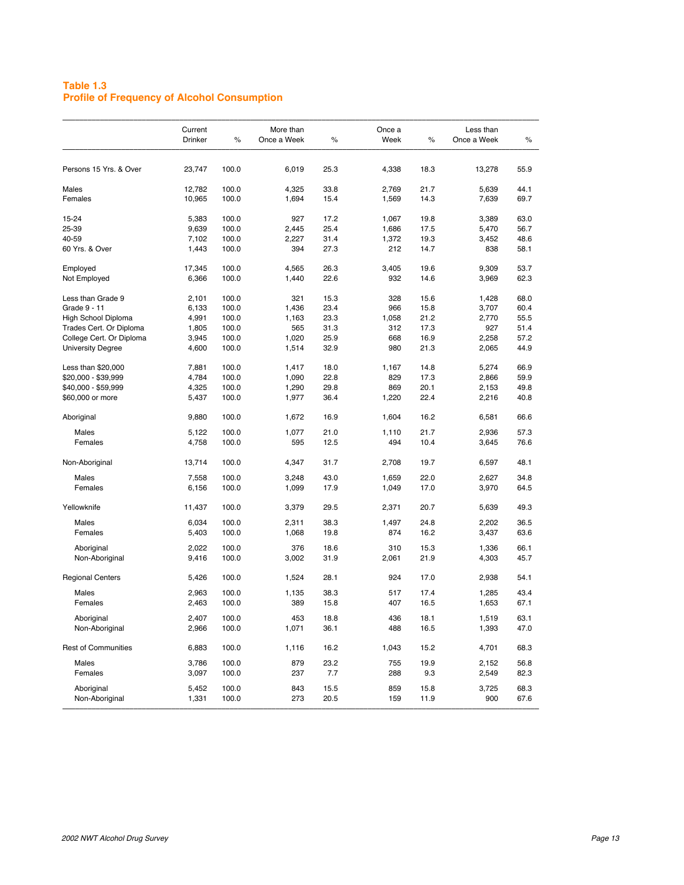## Table 1.3
## Profile of Frequency of Alcohol Consumption

| | Current Drinker | % | More than Once a Week | % | Once a Week | % | Less than Once a Week | % |
|---|---|---|---|---|---|---|---|---|
| Persons 15 Yrs. & Over | 23,747 | 100.0 | 6,019 | 25.3 | 4,338 | 18.3 | 13,278 | 55.9 |
| Males | 12,782 | 100.0 | 4,325 | 33.8 | 2,769 | 21.7 | 5,639 | 44.1 |
| Females | 10,965 | 100.0 | 1,694 | 15.4 | 1,569 | 14.3 | 7,639 | 69.7 |
| 15-24 | 5,383 | 100.0 | 927 | 17.2 | 1,067 | 19.8 | 3,389 | 63.0 |
| 25-39 | 9,639 | 100.0 | 2,445 | 25.4 | 1,686 | 17.5 | 5,470 | 56.7 |
| 40-59 | 7,102 | 100.0 | 2,227 | 31.4 | 1,372 | 19.3 | 3,452 | 48.6 |
| 60 Yrs. & Over | 1,443 | 100.0 | 394 | 27.3 | 212 | 14.7 | 838 | 58.1 |
| Employed | 17,345 | 100.0 | 4,565 | 26.3 | 3,405 | 19.6 | 9,309 | 53.7 |
| Not Employed | 6,366 | 100.0 | 1,440 | 22.6 | 932 | 14.6 | 3,969 | 62.3 |
| Less than Grade 9 | 2,101 | 100.0 | 321 | 15.3 | 328 | 15.6 | 1,428 | 68.0 |
| Grade 9 - 11 | 6,133 | 100.0 | 1,436 | 23.4 | 966 | 15.8 | 3,707 | 60.4 |
| High School Diploma | 4,991 | 100.0 | 1,163 | 23.3 | 1,058 | 21.2 | 2,770 | 55.5 |
| Trades Cert. Or Diploma | 1,805 | 100.0 | 565 | 31.3 | 312 | 17.3 | 927 | 51.4 |
| College Cert. Or Diploma | 3,945 | 100.0 | 1,020 | 25.9 | 668 | 16.9 | 2,258 | 57.2 |
| University Degree | 4,600 | 100.0 | 1,514 | 32.9 | 980 | 21.3 | 2,065 | 44.9 |
| Less than $20,000 | 7,881 | 100.0 | 1,417 | 18.0 | 1,167 | 14.8 | 5,274 | 66.9 |
| $20,000 - $39,999 | 4,784 | 100.0 | 1,090 | 22.8 | 829 | 17.3 | 2,866 | 59.9 |
| $40,000 - $59,999 | 4,325 | 100.0 | 1,290 | 29.8 | 869 | 20.1 | 2,153 | 49.8 |
| $60,000 or more | 5,437 | 100.0 | 1,977 | 36.4 | 1,220 | 22.4 | 2,216 | 40.8 |
| Aboriginal | 9,880 | 100.0 | 1,672 | 16.9 | 1,604 | 16.2 | 6,581 | 66.6 |
| Males | 5,122 | 100.0 | 1,077 | 21.0 | 1,110 | 21.7 | 2,936 | 57.3 |
| Females | 4,758 | 100.0 | 595 | 12.5 | 494 | 10.4 | 3,645 | 76.6 |
| Non-Aboriginal | 13,714 | 100.0 | 4,347 | 31.7 | 2,708 | 19.7 | 6,597 | 48.1 |
| Males | 7,558 | 100.0 | 3,248 | 43.0 | 1,659 | 22.0 | 2,627 | 34.8 |
| Females | 6,156 | 100.0 | 1,099 | 17.9 | 1,049 | 17.0 | 3,970 | 64.5 |
| Yellowknife | 11,437 | 100.0 | 3,379 | 29.5 | 2,371 | 20.7 | 5,639 | 49.3 |
| Males | 6,034 | 100.0 | 2,311 | 38.3 | 1,497 | 24.8 | 2,202 | 36.5 |
| Females | 5,403 | 100.0 | 1,068 | 19.8 | 874 | 16.2 | 3,437 | 63.6 |
| Aboriginal | 2,022 | 100.0 | 376 | 18.6 | 310 | 15.3 | 1,336 | 66.1 |
| Non-Aboriginal | 9,416 | 100.0 | 3,002 | 31.9 | 2,061 | 21.9 | 4,303 | 45.7 |
| Regional Centers | 5,426 | 100.0 | 1,524 | 28.1 | 924 | 17.0 | 2,938 | 54.1 |
| Males | 2,963 | 100.0 | 1,135 | 38.3 | 517 | 17.4 | 1,285 | 43.4 |
| Females | 2,463 | 100.0 | 389 | 15.8 | 407 | 16.5 | 1,653 | 67.1 |
| Aboriginal | 2,407 | 100.0 | 453 | 18.8 | 436 | 18.1 | 1,519 | 63.1 |
| Non-Aboriginal | 2,966 | 100.0 | 1,071 | 36.1 | 488 | 16.5 | 1,393 | 47.0 |
| Rest of Communities | 6,883 | 100.0 | 1,116 | 16.2 | 1,043 | 15.2 | 4,701 | 68.3 |
| Males | 3,786 | 100.0 | 879 | 23.2 | 755 | 19.9 | 2,152 | 56.8 |
| Females | 3,097 | 100.0 | 237 | 7.7 | 288 | 9.3 | 2,549 | 82.3 |
| Aboriginal | 5,452 | 100.0 | 843 | 15.5 | 859 | 15.8 | 3,725 | 68.3 |
| Non-Aboriginal | 1,331 | 100.0 | 273 | 20.5 | 159 | 11.9 | 900 | 67.6 |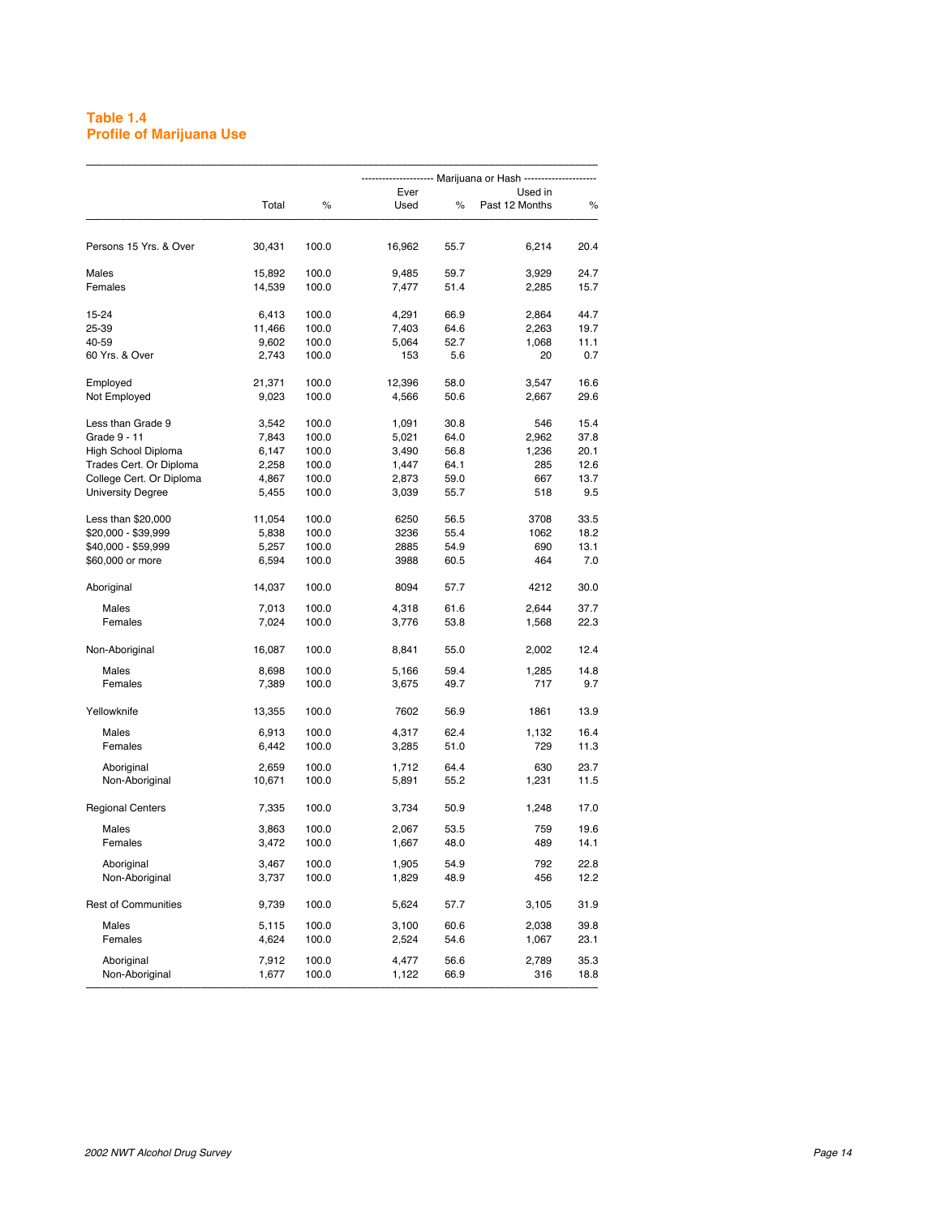## Table 1.4
## Profile of Marijuana Use

| | Total | % | Marijuana or Hash: Ever Used | % | Marijuana or Hash: Used in Past 12 Months | % |
|---|---|---|---|---|---|---|
| Persons 15 Yrs. & Over | 30,431 | 100.0 | 16,962 | 55.7 | 6,214 | 20.4 |
| Males | 15,892 | 100.0 | 9,485 | 59.7 | 3,929 | 24.7 |
| Females | 14,539 | 100.0 | 7,477 | 51.4 | 2,285 | 15.7 |
| 15-24 | 6,413 | 100.0 | 4,291 | 66.9 | 2,864 | 44.7 |
| 25-39 | 11,466 | 100.0 | 7,403 | 64.6 | 2,263 | 19.7 |
| 40-59 | 9,602 | 100.0 | 5,064 | 52.7 | 1,068 | 11.1 |
| 60 Yrs. & Over | 2,743 | 100.0 | 153 | 5.6 | 20 | 0.7 |
| Employed | 21,371 | 100.0 | 12,396 | 58.0 | 3,547 | 16.6 |
| Not Employed | 9,023 | 100.0 | 4,566 | 50.6 | 2,667 | 29.6 |
| Less than Grade 9 | 3,542 | 100.0 | 1,091 | 30.8 | 546 | 15.4 |
| Grade 9 - 11 | 7,843 | 100.0 | 5,021 | 64.0 | 2,962 | 37.8 |
| High School Diploma | 6,147 | 100.0 | 3,490 | 56.8 | 1,236 | 20.1 |
| Trades Cert. Or Diploma | 2,258 | 100.0 | 1,447 | 64.1 | 285 | 12.6 |
| College Cert. Or Diploma | 4,867 | 100.0 | 2,873 | 59.0 | 667 | 13.7 |
| University Degree | 5,455 | 100.0 | 3,039 | 55.7 | 518 | 9.5 |
| Less than $20,000 | 11,054 | 100.0 | 6250 | 56.5 | 3708 | 33.5 |
| $20,000 - $39,999 | 5,838 | 100.0 | 3236 | 55.4 | 1062 | 18.2 |
| $40,000 - $59,999 | 5,257 | 100.0 | 2885 | 54.9 | 690 | 13.1 |
| $60,000 or more | 6,594 | 100.0 | 3988 | 60.5 | 464 | 7.0 |
| Aboriginal | 14,037 | 100.0 | 8094 | 57.7 | 4212 | 30.0 |
| Males | 7,013 | 100.0 | 4,318 | 61.6 | 2,644 | 37.7 |
| Females | 7,024 | 100.0 | 3,776 | 53.8 | 1,568 | 22.3 |
| Non-Aboriginal | 16,087 | 100.0 | 8,841 | 55.0 | 2,002 | 12.4 |
| Males | 8,698 | 100.0 | 5,166 | 59.4 | 1,285 | 14.8 |
| Females | 7,389 | 100.0 | 3,675 | 49.7 | 717 | 9.7 |
| Yellowknife | 13,355 | 100.0 | 7602 | 56.9 | 1861 | 13.9 |
| Males | 6,913 | 100.0 | 4,317 | 62.4 | 1,132 | 16.4 |
| Females | 6,442 | 100.0 | 3,285 | 51.0 | 729 | 11.3 |
| Aboriginal | 2,659 | 100.0 | 1,712 | 64.4 | 630 | 23.7 |
| Non-Aboriginal | 10,671 | 100.0 | 5,891 | 55.2 | 1,231 | 11.5 |
| Regional Centers | 7,335 | 100.0 | 3,734 | 50.9 | 1,248 | 17.0 |
| Males | 3,863 | 100.0 | 2,067 | 53.5 | 759 | 19.6 |
| Females | 3,472 | 100.0 | 1,667 | 48.0 | 489 | 14.1 |
| Aboriginal | 3,467 | 100.0 | 1,905 | 54.9 | 792 | 22.8 |
| Non-Aboriginal | 3,737 | 100.0 | 1,829 | 48.9 | 456 | 12.2 |
| Rest of Communities | 9,739 | 100.0 | 5,624 | 57.7 | 3,105 | 31.9 |
| Males | 5,115 | 100.0 | 3,100 | 60.6 | 2,038 | 39.8 |
| Females | 4,624 | 100.0 | 2,524 | 54.6 | 1,067 | 23.1 |
| Aboriginal | 7,912 | 100.0 | 4,477 | 56.6 | 2,789 | 35.3 |
| Non-Aboriginal | 1,677 | 100.0 | 1,122 | 66.9 | 316 | 18.8 |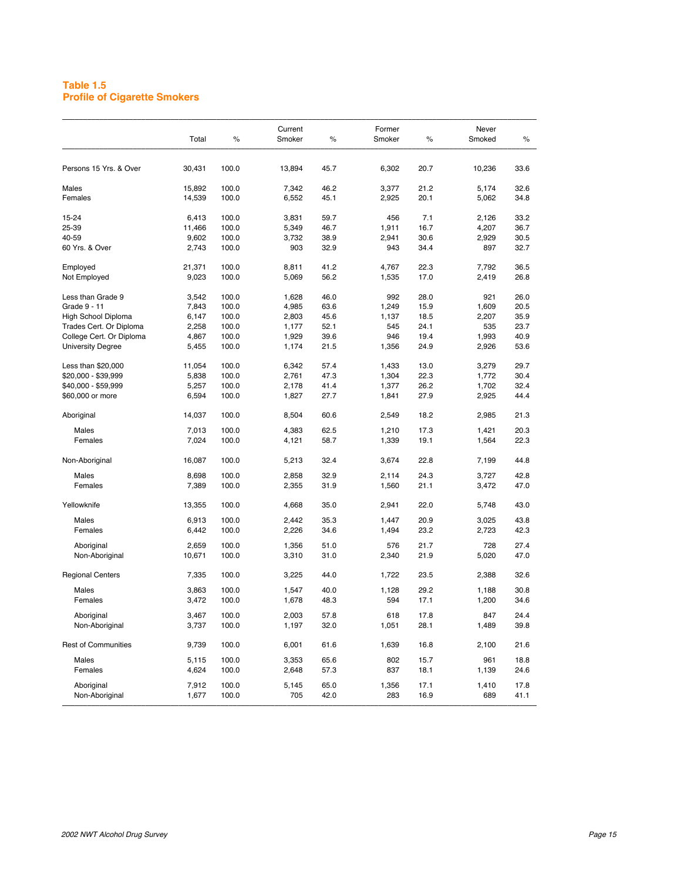## Table 1.5
## Profile of Cigarette Smokers

| | Total | % | Current Smoker | % | Former Smoker | % | Never Smoked | % |
|---|---|---|---|---|---|---|---|---|
| Persons 15 Yrs. & Over | 30,431 | 100.0 | 13,894 | 45.7 | 6,302 | 20.7 | 10,236 | 33.6 |
| Males | 15,892 | 100.0 | 7,342 | 46.2 | 3,377 | 21.2 | 5,174 | 32.6 |
| Females | 14,539 | 100.0 | 6,552 | 45.1 | 2,925 | 20.1 | 5,062 | 34.8 |
| 15-24 | 6,413 | 100.0 | 3,831 | 59.7 | 456 | 7.1 | 2,126 | 33.2 |
| 25-39 | 11,466 | 100.0 | 5,349 | 46.7 | 1,911 | 16.7 | 4,207 | 36.7 |
| 40-59 | 9,602 | 100.0 | 3,732 | 38.9 | 2,941 | 30.6 | 2,929 | 30.5 |
| 60 Yrs. & Over | 2,743 | 100.0 | 903 | 32.9 | 943 | 34.4 | 897 | 32.7 |
| Employed | 21,371 | 100.0 | 8,811 | 41.2 | 4,767 | 22.3 | 7,792 | 36.5 |
| Not Employed | 9,023 | 100.0 | 5,069 | 56.2 | 1,535 | 17.0 | 2,419 | 26.8 |
| Less than Grade 9 | 3,542 | 100.0 | 1,628 | 46.0 | 992 | 28.0 | 921 | 26.0 |
| Grade 9 - 11 | 7,843 | 100.0 | 4,985 | 63.6 | 1,249 | 15.9 | 1,609 | 20.5 |
| High School Diploma | 6,147 | 100.0 | 2,803 | 45.6 | 1,137 | 18.5 | 2,207 | 35.9 |
| Trades Cert. Or Diploma | 2,258 | 100.0 | 1,177 | 52.1 | 545 | 24.1 | 535 | 23.7 |
| College Cert. Or Diploma | 4,867 | 100.0 | 1,929 | 39.6 | 946 | 19.4 | 1,993 | 40.9 |
| University Degree | 5,455 | 100.0 | 1,174 | 21.5 | 1,356 | 24.9 | 2,926 | 53.6 |
| Less than $20,000 | 11,054 | 100.0 | 6,342 | 57.4 | 1,433 | 13.0 | 3,279 | 29.7 |
| $20,000 - $39,999 | 5,838 | 100.0 | 2,761 | 47.3 | 1,304 | 22.3 | 1,772 | 30.4 |
| $40,000 - $59,999 | 5,257 | 100.0 | 2,178 | 41.4 | 1,377 | 26.2 | 1,702 | 32.4 |
| $60,000 or more | 6,594 | 100.0 | 1,827 | 27.7 | 1,841 | 27.9 | 2,925 | 44.4 |
| Aboriginal | 14,037 | 100.0 | 8,504 | 60.6 | 2,549 | 18.2 | 2,985 | 21.3 |
| Males | 7,013 | 100.0 | 4,383 | 62.5 | 1,210 | 17.3 | 1,421 | 20.3 |
| Females | 7,024 | 100.0 | 4,121 | 58.7 | 1,339 | 19.1 | 1,564 | 22.3 |
| Non-Aboriginal | 16,087 | 100.0 | 5,213 | 32.4 | 3,674 | 22.8 | 7,199 | 44.8 |
| Males | 8,698 | 100.0 | 2,858 | 32.9 | 2,114 | 24.3 | 3,727 | 42.8 |
| Females | 7,389 | 100.0 | 2,355 | 31.9 | 1,560 | 21.1 | 3,472 | 47.0 |
| Yellowknife | 13,355 | 100.0 | 4,668 | 35.0 | 2,941 | 22.0 | 5,748 | 43.0 |
| Males | 6,913 | 100.0 | 2,442 | 35.3 | 1,447 | 20.9 | 3,025 | 43.8 |
| Females | 6,442 | 100.0 | 2,226 | 34.6 | 1,494 | 23.2 | 2,723 | 42.3 |
| Aboriginal | 2,659 | 100.0 | 1,356 | 51.0 | 576 | 21.7 | 728 | 27.4 |
| Non-Aboriginal | 10,671 | 100.0 | 3,310 | 31.0 | 2,340 | 21.9 | 5,020 | 47.0 |
| Regional Centers | 7,335 | 100.0 | 3,225 | 44.0 | 1,722 | 23.5 | 2,388 | 32.6 |
| Males | 3,863 | 100.0 | 1,547 | 40.0 | 1,128 | 29.2 | 1,188 | 30.8 |
| Females | 3,472 | 100.0 | 1,678 | 48.3 | 594 | 17.1 | 1,200 | 34.6 |
| Aboriginal | 3,467 | 100.0 | 2,003 | 57.8 | 618 | 17.8 | 847 | 24.4 |
| Non-Aboriginal | 3,737 | 100.0 | 1,197 | 32.0 | 1,051 | 28.1 | 1,489 | 39.8 |
| Rest of Communities | 9,739 | 100.0 | 6,001 | 61.6 | 1,639 | 16.8 | 2,100 | 21.6 |
| Males | 5,115 | 100.0 | 3,353 | 65.6 | 802 | 15.7 | 961 | 18.8 |
| Females | 4,624 | 100.0 | 2,648 | 57.3 | 837 | 18.1 | 1,139 | 24.6 |
| Aboriginal | 7,912 | 100.0 | 5,145 | 65.0 | 1,356 | 17.1 | 1,410 | 17.8 |
| Non-Aboriginal | 1,677 | 100.0 | 705 | 42.0 | 283 | 16.9 | 689 | 41.1 |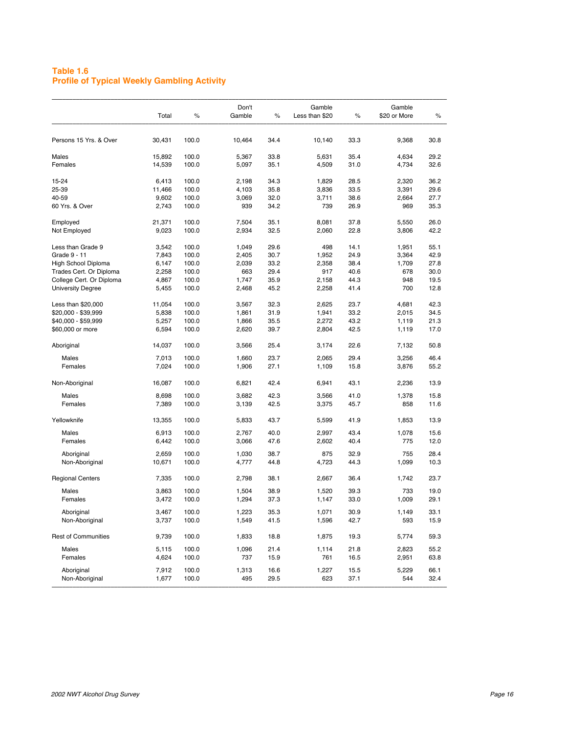## Table 1.6
## Profile of Typical Weekly Gambling Activity

| | Total | % | Don't Gamble | % | Gamble Less than $20 | % | Gamble $20 or More | % |
|---|---|---|---|---|---|---|---|---|
| Persons 15 Yrs. & Over | 30,431 | 100.0 | 10,464 | 34.4 | 10,140 | 33.3 | 9,368 | 30.8 |
| Males | 15,892 | 100.0 | 5,367 | 33.8 | 5,631 | 35.4 | 4,634 | 29.2 |
| Females | 14,539 | 100.0 | 5,097 | 35.1 | 4,509 | 31.0 | 4,734 | 32.6 |
| 15-24 | 6,413 | 100.0 | 2,198 | 34.3 | 1,829 | 28.5 | 2,320 | 36.2 |
| 25-39 | 11,466 | 100.0 | 4,103 | 35.8 | 3,836 | 33.5 | 3,391 | 29.6 |
| 40-59 | 9,602 | 100.0 | 3,069 | 32.0 | 3,711 | 38.6 | 2,664 | 27.7 |
| 60 Yrs. & Over | 2,743 | 100.0 | 939 | 34.2 | 739 | 26.9 | 969 | 35.3 |
| Employed | 21,371 | 100.0 | 7,504 | 35.1 | 8,081 | 37.8 | 5,550 | 26.0 |
| Not Employed | 9,023 | 100.0 | 2,934 | 32.5 | 2,060 | 22.8 | 3,806 | 42.2 |
| Less than Grade 9 | 3,542 | 100.0 | 1,049 | 29.6 | 498 | 14.1 | 1,951 | 55.1 |
| Grade 9 - 11 | 7,843 | 100.0 | 2,405 | 30.7 | 1,952 | 24.9 | 3,364 | 42.9 |
| High School Diploma | 6,147 | 100.0 | 2,039 | 33.2 | 2,358 | 38.4 | 1,709 | 27.8 |
| Trades Cert. Or Diploma | 2,258 | 100.0 | 663 | 29.4 | 917 | 40.6 | 678 | 30.0 |
| College Cert. Or Diploma | 4,867 | 100.0 | 1,747 | 35.9 | 2,158 | 44.3 | 948 | 19.5 |
| University Degree | 5,455 | 100.0 | 2,468 | 45.2 | 2,258 | 41.4 | 700 | 12.8 |
| Less than $20,000 | 11,054 | 100.0 | 3,567 | 32.3 | 2,625 | 23.7 | 4,681 | 42.3 |
| $20,000 - $39,999 | 5,838 | 100.0 | 1,861 | 31.9 | 1,941 | 33.2 | 2,015 | 34.5 |
| $40,000 - $59,999 | 5,257 | 100.0 | 1,866 | 35.5 | 2,272 | 43.2 | 1,119 | 21.3 |
| $60,000 or more | 6,594 | 100.0 | 2,620 | 39.7 | 2,804 | 42.5 | 1,119 | 17.0 |
| Aboriginal | 14,037 | 100.0 | 3,566 | 25.4 | 3,174 | 22.6 | 7,132 | 50.8 |
| Males | 7,013 | 100.0 | 1,660 | 23.7 | 2,065 | 29.4 | 3,256 | 46.4 |
| Females | 7,024 | 100.0 | 1,906 | 27.1 | 1,109 | 15.8 | 3,876 | 55.2 |
| Non-Aboriginal | 16,087 | 100.0 | 6,821 | 42.4 | 6,941 | 43.1 | 2,236 | 13.9 |
| Males | 8,698 | 100.0 | 3,682 | 42.3 | 3,566 | 41.0 | 1,378 | 15.8 |
| Females | 7,389 | 100.0 | 3,139 | 42.5 | 3,375 | 45.7 | 858 | 11.6 |
| Yellowknife | 13,355 | 100.0 | 5,833 | 43.7 | 5,599 | 41.9 | 1,853 | 13.9 |
| Males | 6,913 | 100.0 | 2,767 | 40.0 | 2,997 | 43.4 | 1,078 | 15.6 |
| Females | 6,442 | 100.0 | 3,066 | 47.6 | 2,602 | 40.4 | 775 | 12.0 |
| Aboriginal | 2,659 | 100.0 | 1,030 | 38.7 | 875 | 32.9 | 755 | 28.4 |
| Non-Aboriginal | 10,671 | 100.0 | 4,777 | 44.8 | 4,723 | 44.3 | 1,099 | 10.3 |
| Regional Centers | 7,335 | 100.0 | 2,798 | 38.1 | 2,667 | 36.4 | 1,742 | 23.7 |
| Males | 3,863 | 100.0 | 1,504 | 38.9 | 1,520 | 39.3 | 733 | 19.0 |
| Females | 3,472 | 100.0 | 1,294 | 37.3 | 1,147 | 33.0 | 1,009 | 29.1 |
| Aboriginal | 3,467 | 100.0 | 1,223 | 35.3 | 1,071 | 30.9 | 1,149 | 33.1 |
| Non-Aboriginal | 3,737 | 100.0 | 1,549 | 41.5 | 1,596 | 42.7 | 593 | 15.9 |
| Rest of Communities | 9,739 | 100.0 | 1,833 | 18.8 | 1,875 | 19.3 | 5,774 | 59.3 |
| Males | 5,115 | 100.0 | 1,096 | 21.4 | 1,114 | 21.8 | 2,823 | 55.2 |
| Females | 4,624 | 100.0 | 737 | 15.9 | 761 | 16.5 | 2,951 | 63.8 |
| Aboriginal | 7,912 | 100.0 | 1,313 | 16.6 | 1,227 | 15.5 | 5,229 | 66.1 |
| Non-Aboriginal | 1,677 | 100.0 | 495 | 29.5 | 623 | 37.1 | 544 | 32.4 |